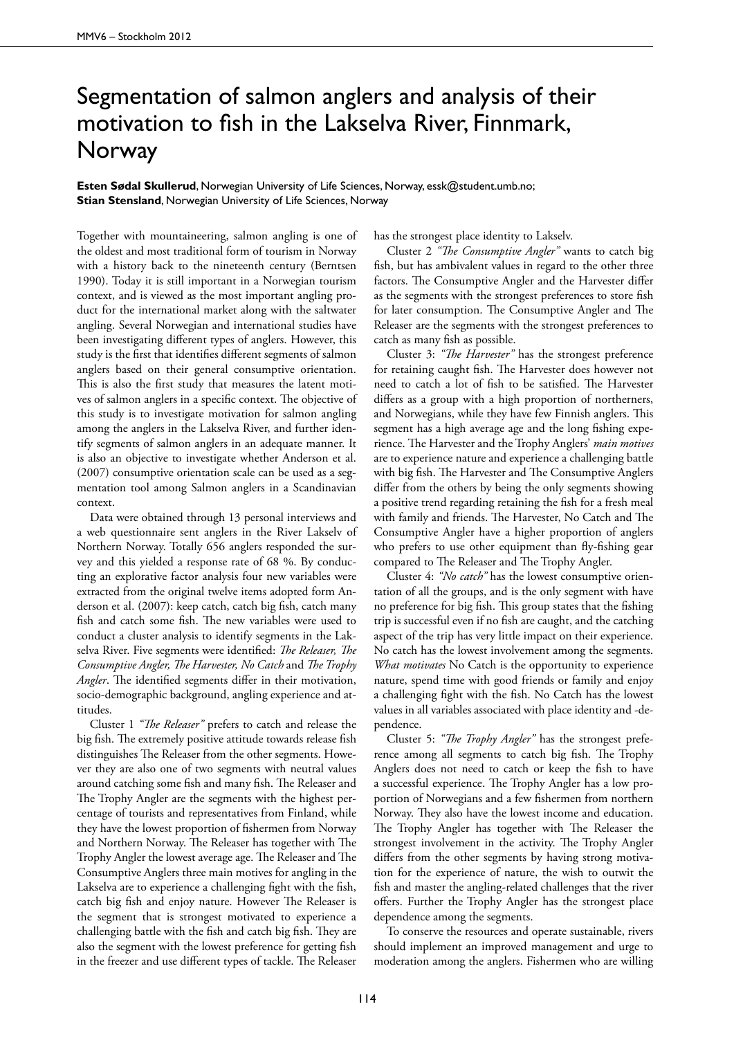# Segmentation of salmon anglers and analysis of their motivation to fish in the Lakselva River, Finnmark, Norway

**Esten Sødal Skullerud**, Norwegian University of Life Sciences, Norway, essk@student.umb.no;
**Stian Stensland**, Norwegian University of Life Sciences, Norway

Together with mountaineering, salmon angling is one of the oldest and most traditional form of tourism in Norway with a history back to the nineteenth century (Berntsen 1990). Today it is still important in a Norwegian tourism context, and is viewed as the most important angling product for the international market along with the saltwater angling. Several Norwegian and international studies have been investigating different types of anglers. However, this study is the first that identifies different segments of salmon anglers based on their general consumptive orientation. This is also the first study that measures the latent motives of salmon anglers in a specific context. The objective of this study is to investigate motivation for salmon angling among the anglers in the Lakselva River, and further identify segments of salmon anglers in an adequate manner. It is also an objective to investigate whether Anderson et al. (2007) consumptive orientation scale can be used as a segmentation tool among Salmon anglers in a Scandinavian context.

Data were obtained through 13 personal interviews and a web questionnaire sent anglers in the River Lakselv of Northern Norway. Totally 656 anglers responded the survey and this yielded a response rate of 68 %. By conducting an explorative factor analysis four new variables were extracted from the original twelve items adopted form Anderson et al. (2007): keep catch, catch big fish, catch many fish and catch some fish. The new variables were used to conduct a cluster analysis to identify segments in the Lakselva River. Five segments were identified: *The Releaser, The Consumptive Angler, The Harvester, No Catch* and *The Trophy Angler*. The identified segments differ in their motivation, socio-demographic background, angling experience and attitudes.

Cluster 1 *"The Releaser"* prefers to catch and release the big fish. The extremely positive attitude towards release fish distinguishes The Releaser from the other segments. However they are also one of two segments with neutral values around catching some fish and many fish. The Releaser and The Trophy Angler are the segments with the highest percentage of tourists and representatives from Finland, while they have the lowest proportion of fishermen from Norway and Northern Norway. The Releaser has together with The Trophy Angler the lowest average age. The Releaser and The Consumptive Anglers three main motives for angling in the Lakselva are to experience a challenging fight with the fish, catch big fish and enjoy nature. However The Releaser is the segment that is strongest motivated to experience a challenging battle with the fish and catch big fish. They are also the segment with the lowest preference for getting fish in the freezer and use different types of tackle. The Releaser has the strongest place identity to Lakselv.

Cluster 2 *"The Consumptive Angler"* wants to catch big fish, but has ambivalent values in regard to the other three factors. The Consumptive Angler and the Harvester differ as the segments with the strongest preferences to store fish for later consumption. The Consumptive Angler and The Releaser are the segments with the strongest preferences to catch as many fish as possible.

Cluster 3: *"The Harvester"* has the strongest preference for retaining caught fish. The Harvester does however not need to catch a lot of fish to be satisfied. The Harvester differs as a group with a high proportion of northerners, and Norwegians, while they have few Finnish anglers. This segment has a high average age and the long fishing experience. The Harvester and the Trophy Anglers' *main motives* are to experience nature and experience a challenging battle with big fish. The Harvester and The Consumptive Anglers differ from the others by being the only segments showing a positive trend regarding retaining the fish for a fresh meal with family and friends. The Harvester, No Catch and The Consumptive Angler have a higher proportion of anglers who prefers to use other equipment than fly-fishing gear compared to The Releaser and The Trophy Angler.

Cluster 4: *"No catch"* has the lowest consumptive orientation of all the groups, and is the only segment with have no preference for big fish. This group states that the fishing trip is successful even if no fish are caught, and the catching aspect of the trip has very little impact on their experience. No catch has the lowest involvement among the segments. *What motivates* No Catch is the opportunity to experience nature, spend time with good friends or family and enjoy a challenging fight with the fish. No Catch has the lowest values in all variables associated with place identity and -dependence.

Cluster 5: *"The Trophy Angler"* has the strongest preference among all segments to catch big fish. The Trophy Anglers does not need to catch or keep the fish to have a successful experience. The Trophy Angler has a low proportion of Norwegians and a few fishermen from northern Norway. They also have the lowest income and education. The Trophy Angler has together with The Releaser the strongest involvement in the activity. The Trophy Angler differs from the other segments by having strong motivation for the experience of nature, the wish to outwit the fish and master the angling-related challenges that the river offers. Further the Trophy Angler has the strongest place dependence among the segments.

To conserve the resources and operate sustainable, rivers should implement an improved management and urge to moderation among the anglers. Fishermen who are willing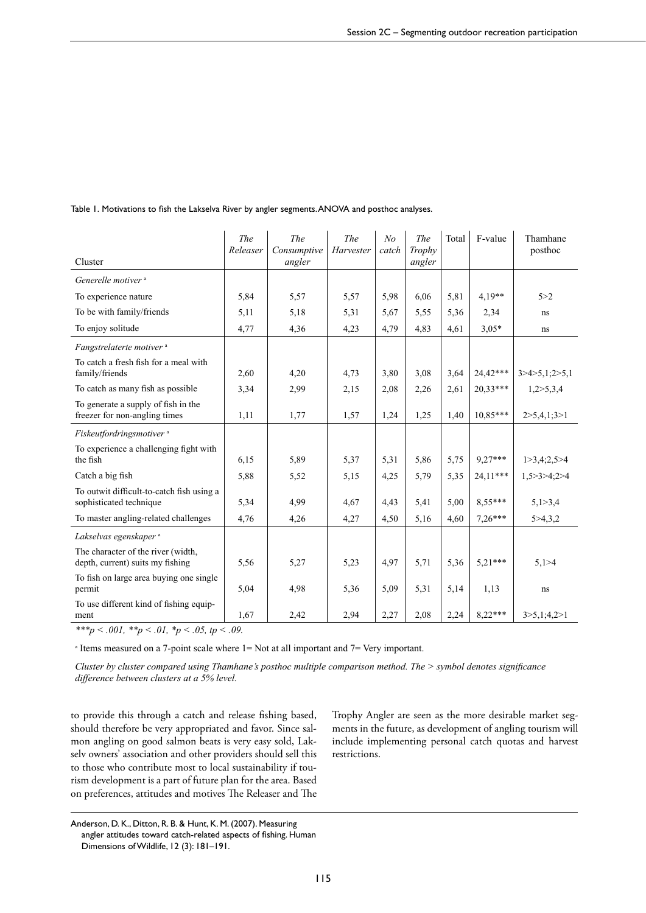Table 1. Motivations to fish the Lakselva River by angler segments. ANOVA and posthoc analyses.

| Cluster | *The Releaser* | *The Consumptive angler* | *The Harvester* | *No catch* | *The Trophy angler* | Total | F-value | Thamhane posthoc |
|---|---|---|---|---|---|---|---|---|
| *Generelle motiver* [a] | | | | | | | | |
| To experience nature | 5,84 | 5,57 | 5,57 | 5,98 | 6,06 | 5,81 | 4,19** | 5>2 |
| To be with family/friends | 5,11 | 5,18 | 5,31 | 5,67 | 5,55 | 5,36 | 2,34 | ns |
| To enjoy solitude | 4,77 | 4,36 | 4,23 | 4,79 | 4,83 | 4,61 | 3,05* | ns |
| *Fangstrelaterte motiver* [a] | | | | | | | | |
| To catch a fresh fish for a meal with family/friends | 2,60 | 4,20 | 4,73 | 3,80 | 3,08 | 3,64 | 24,42*** | 3>4>5,1;2>5,1 |
| To catch as many fish as possible | 3,34 | 2,99 | 2,15 | 2,08 | 2,26 | 2,61 | 20,33*** | 1,2>5,3,4 |
| To generate a supply of fish in the freezer for non-angling times | 1,11 | 1,77 | 1,57 | 1,24 | 1,25 | 1,40 | 10,85*** | 2>5,4,1;3>1 |
| *Fiskeutfordringsmotiver* [a] | | | | | | | | |
| To experience a challenging fight with the fish | 6,15 | 5,89 | 5,37 | 5,31 | 5,86 | 5,75 | 9,27*** | 1>3,4;2,5>4 |
| Catch a big fish | 5,88 | 5,52 | 5,15 | 4,25 | 5,79 | 5,35 | 24,11*** | 1,5>3>4;2>4 |
| To outwit difficult-to-catch fish using a sophisticated technique | 5,34 | 4,99 | 4,67 | 4,43 | 5,41 | 5,00 | 8,55*** | 5,1>3,4 |
| To master angling-related challenges | 4,76 | 4,26 | 4,27 | 4,50 | 5,16 | 4,60 | 7,26*** | 5>4,3,2 |
| *Lakselvas egenskaper* [a] | | | | | | | | |
| The character of the river (width, depth, current) suits my fishing | 5,56 | 5,27 | 5,23 | 4,97 | 5,71 | 5,36 | 5,21*** | 5,1>4 |
| To fish on large area buying one single permit | 5,04 | 4,98 | 5,36 | 5,09 | 5,31 | 5,14 | 1,13 | ns |
| To use different kind of fishing equipment | 1,67 | 2,42 | 2,94 | 2,27 | 2,08 | 2,24 | 8,22*** | 3>5,1;4,2>1 |

****p < .001, **p < .01, *p < .05, tp < .09.*

[a] Items measured on a 7-point scale where 1= Not at all important and 7= Very important.

*Cluster by cluster compared using Thamhane's posthoc multiple comparison method. The > symbol denotes significance difference between clusters at a 5% level.*

to provide this through a catch and release fishing based, should therefore be very appropriated and favor. Since salmon angling on good salmon beats is very easy sold, Lakselv owners' association and other providers should sell this to those who contribute most to local sustainability if tourism development is a part of future plan for the area. Based on preferences, attitudes and motives The Releaser and The Trophy Angler are seen as the more desirable market segments in the future, as development of angling tourism will include implementing personal catch quotas and harvest restrictions.

Anderson, D. K., Ditton, R. B. & Hunt, K. M. (2007). Measuring angler attitudes toward catch-related aspects of fishing. Human Dimensions of Wildlife, 12 (3): 181–191.